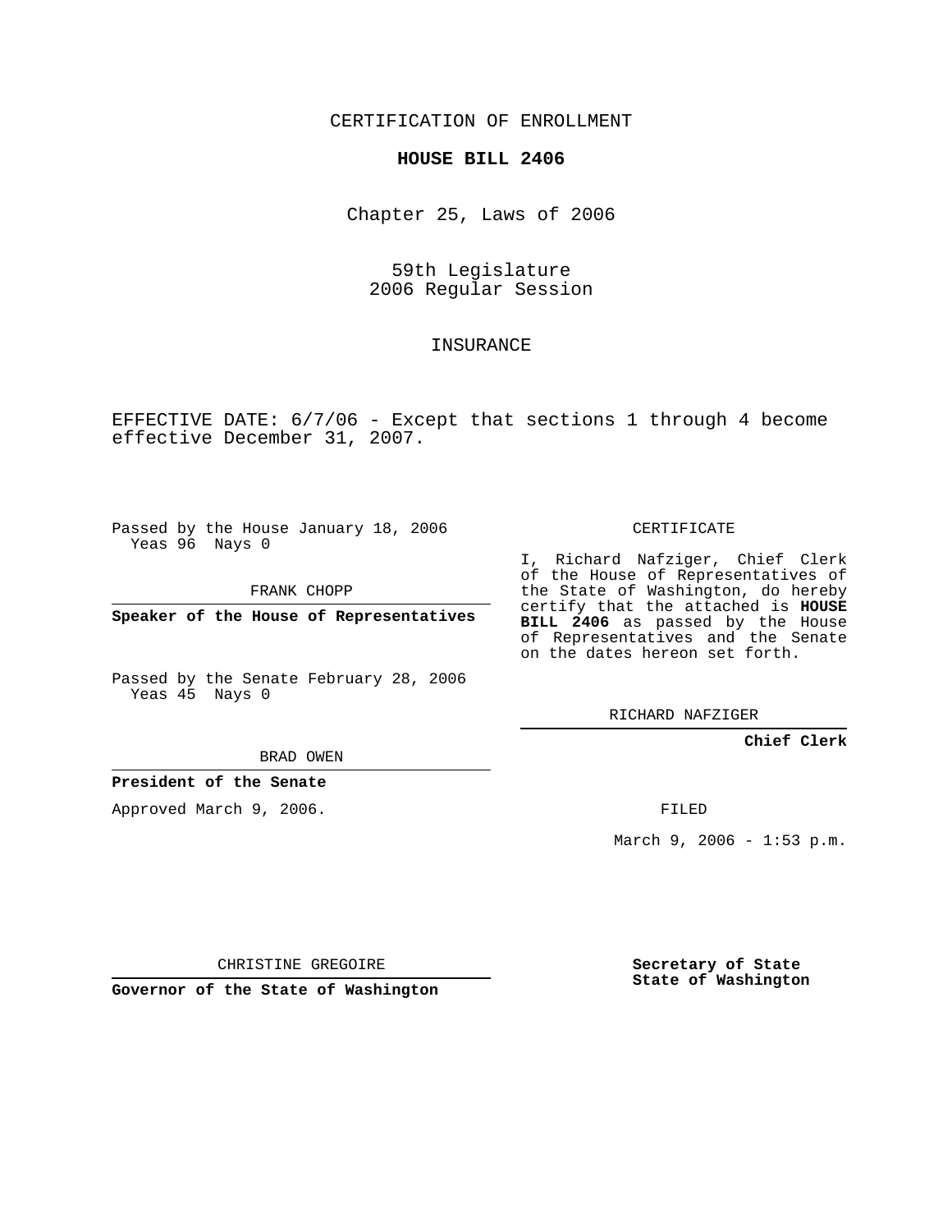CERTIFICATION OF ENROLLMENT

**HOUSE BILL 2406**

Chapter 25, Laws of 2006

59th Legislature
2006 Regular Session

INSURANCE

EFFECTIVE DATE: 6/7/06 - Except that sections 1 through 4 become effective December 31, 2007.

Passed by the House January 18, 2006
Yeas 96 Nays 0

FRANK CHOPP

**Speaker of the House of Representatives**

Passed by the Senate February 28, 2006
Yeas 45 Nays 0

BRAD OWEN

**President of the Senate**

Approved March 9, 2006.

CHRISTINE GREGOIRE

**Governor of the State of Washington**

CERTIFICATE

I, Richard Nafziger, Chief Clerk of the House of Representatives of the State of Washington, do hereby certify that the attached is **HOUSE BILL 2406** as passed by the House of Representatives and the Senate on the dates hereon set forth.

RICHARD NAFZIGER

**Chief Clerk**

FILED

March 9, 2006 - 1:53 p.m.

**Secretary of State**
**State of Washington**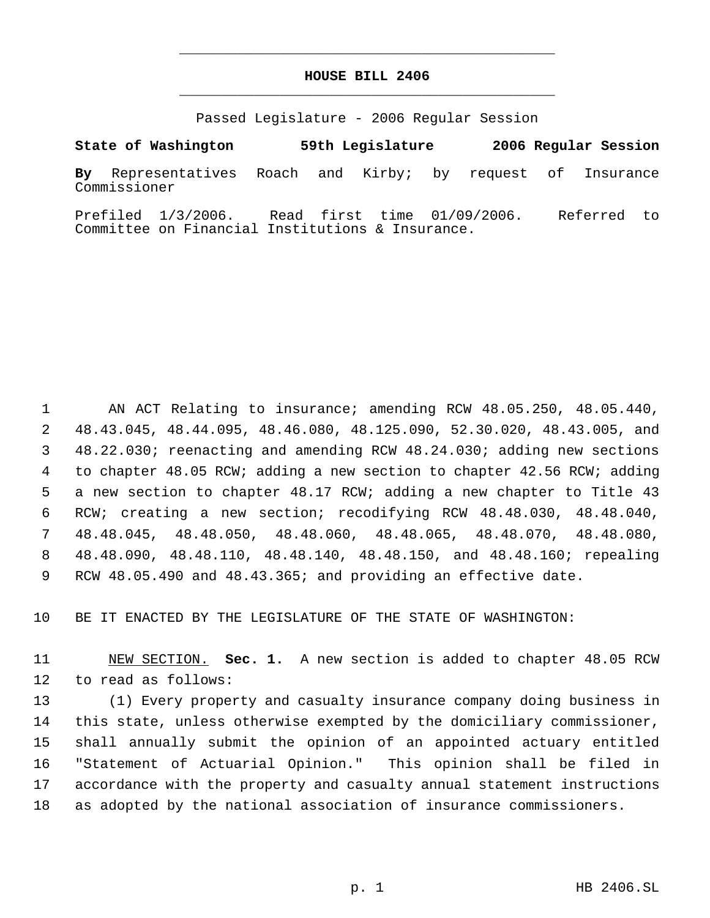# HOUSE BILL 2406

Passed Legislature - 2006 Regular Session

**State of Washington 59th Legislature 2006 Regular Session**

**By** Representatives Roach and Kirby; by request of Insurance Commissioner

Prefiled 1/3/2006. Read first time 01/09/2006. Referred to Committee on Financial Institutions & Insurance.

AN ACT Relating to insurance; amending RCW 48.05.250, 48.05.440, 48.43.045, 48.44.095, 48.46.080, 48.125.090, 52.30.020, 48.43.005, and 48.22.030; reenacting and amending RCW 48.24.030; adding new sections to chapter 48.05 RCW; adding a new section to chapter 42.56 RCW; adding a new section to chapter 48.17 RCW; adding a new chapter to Title 43 RCW; creating a new section; recodifying RCW 48.48.030, 48.48.040, 48.48.045, 48.48.050, 48.48.060, 48.48.065, 48.48.070, 48.48.080, 48.48.090, 48.48.110, 48.48.140, 48.48.150, and 48.48.160; repealing RCW 48.05.490 and 48.43.365; and providing an effective date.

BE IT ENACTED BY THE LEGISLATURE OF THE STATE OF WASHINGTON:

NEW SECTION. **Sec. 1.** A new section is added to chapter 48.05 RCW to read as follows:

(1) Every property and casualty insurance company doing business in this state, unless otherwise exempted by the domiciliary commissioner, shall annually submit the opinion of an appointed actuary entitled "Statement of Actuarial Opinion." This opinion shall be filed in accordance with the property and casualty annual statement instructions as adopted by the national association of insurance commissioners.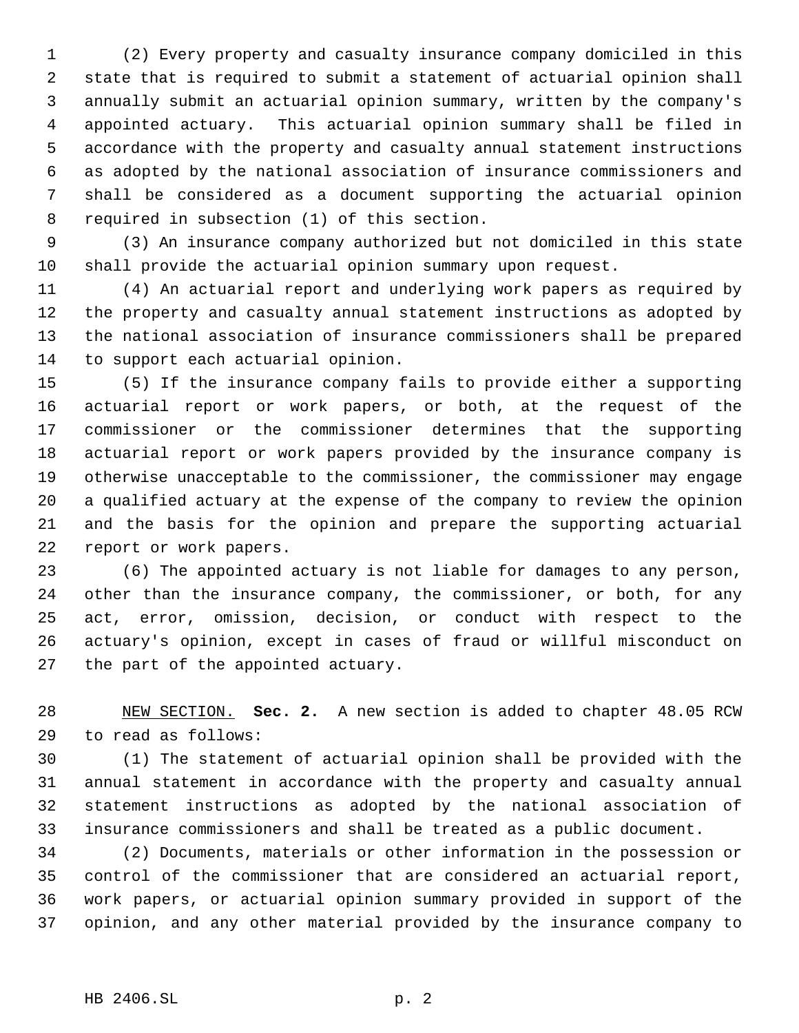(2) Every property and casualty insurance company domiciled in this state that is required to submit a statement of actuarial opinion shall annually submit an actuarial opinion summary, written by the company's appointed actuary. This actuarial opinion summary shall be filed in accordance with the property and casualty annual statement instructions as adopted by the national association of insurance commissioners and shall be considered as a document supporting the actuarial opinion required in subsection (1) of this section.

(3) An insurance company authorized but not domiciled in this state shall provide the actuarial opinion summary upon request.

(4) An actuarial report and underlying work papers as required by the property and casualty annual statement instructions as adopted by the national association of insurance commissioners shall be prepared to support each actuarial opinion.

(5) If the insurance company fails to provide either a supporting actuarial report or work papers, or both, at the request of the commissioner or the commissioner determines that the supporting actuarial report or work papers provided by the insurance company is otherwise unacceptable to the commissioner, the commissioner may engage a qualified actuary at the expense of the company to review the opinion and the basis for the opinion and prepare the supporting actuarial report or work papers.

(6) The appointed actuary is not liable for damages to any person, other than the insurance company, the commissioner, or both, for any act, error, omission, decision, or conduct with respect to the actuary's opinion, except in cases of fraud or willful misconduct on the part of the appointed actuary.

NEW SECTION. **Sec. 2.** A new section is added to chapter 48.05 RCW to read as follows:

(1) The statement of actuarial opinion shall be provided with the annual statement in accordance with the property and casualty annual statement instructions as adopted by the national association of insurance commissioners and shall be treated as a public document.

(2) Documents, materials or other information in the possession or control of the commissioner that are considered an actuarial report, work papers, or actuarial opinion summary provided in support of the opinion, and any other material provided by the insurance company to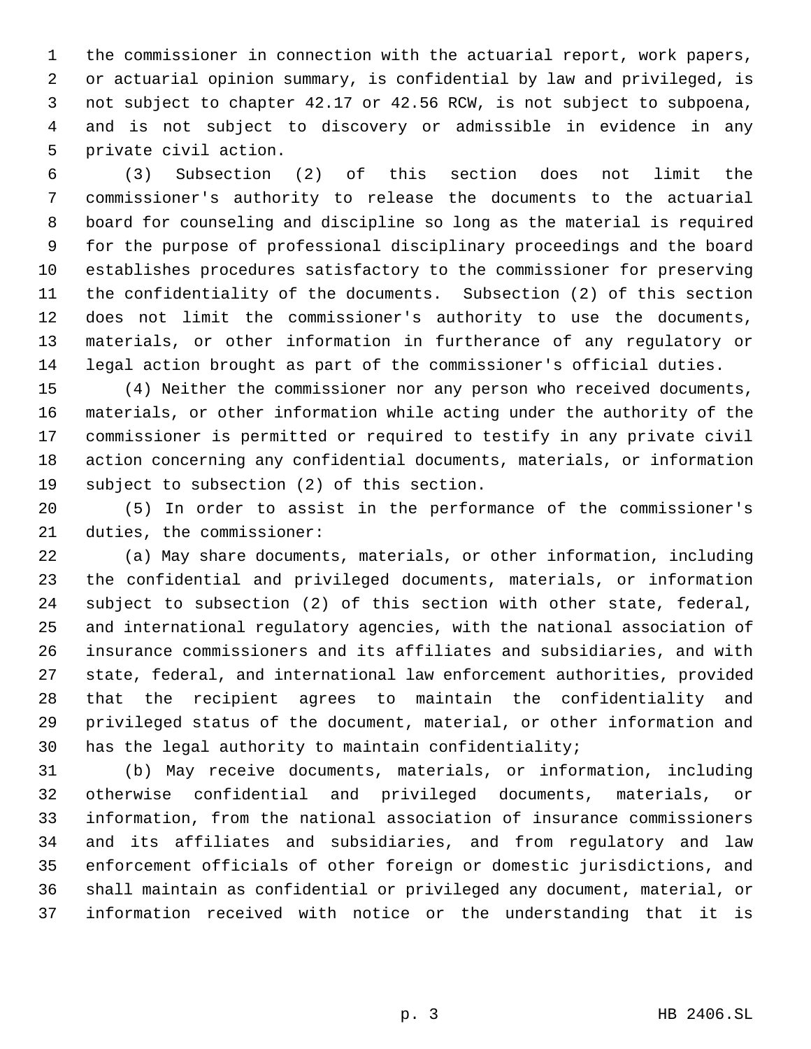the commissioner in connection with the actuarial report, work papers, or actuarial opinion summary, is confidential by law and privileged, is not subject to chapter 42.17 or 42.56 RCW, is not subject to subpoena, and is not subject to discovery or admissible in evidence in any private civil action.

(3) Subsection (2) of this section does not limit the commissioner's authority to release the documents to the actuarial board for counseling and discipline so long as the material is required for the purpose of professional disciplinary proceedings and the board establishes procedures satisfactory to the commissioner for preserving the confidentiality of the documents. Subsection (2) of this section does not limit the commissioner's authority to use the documents, materials, or other information in furtherance of any regulatory or legal action brought as part of the commissioner's official duties.

(4) Neither the commissioner nor any person who received documents, materials, or other information while acting under the authority of the commissioner is permitted or required to testify in any private civil action concerning any confidential documents, materials, or information subject to subsection (2) of this section.

(5) In order to assist in the performance of the commissioner's duties, the commissioner:

(a) May share documents, materials, or other information, including the confidential and privileged documents, materials, or information subject to subsection (2) of this section with other state, federal, and international regulatory agencies, with the national association of insurance commissioners and its affiliates and subsidiaries, and with state, federal, and international law enforcement authorities, provided that the recipient agrees to maintain the confidentiality and privileged status of the document, material, or other information and has the legal authority to maintain confidentiality;

(b) May receive documents, materials, or information, including otherwise confidential and privileged documents, materials, or information, from the national association of insurance commissioners and its affiliates and subsidiaries, and from regulatory and law enforcement officials of other foreign or domestic jurisdictions, and shall maintain as confidential or privileged any document, material, or information received with notice or the understanding that it is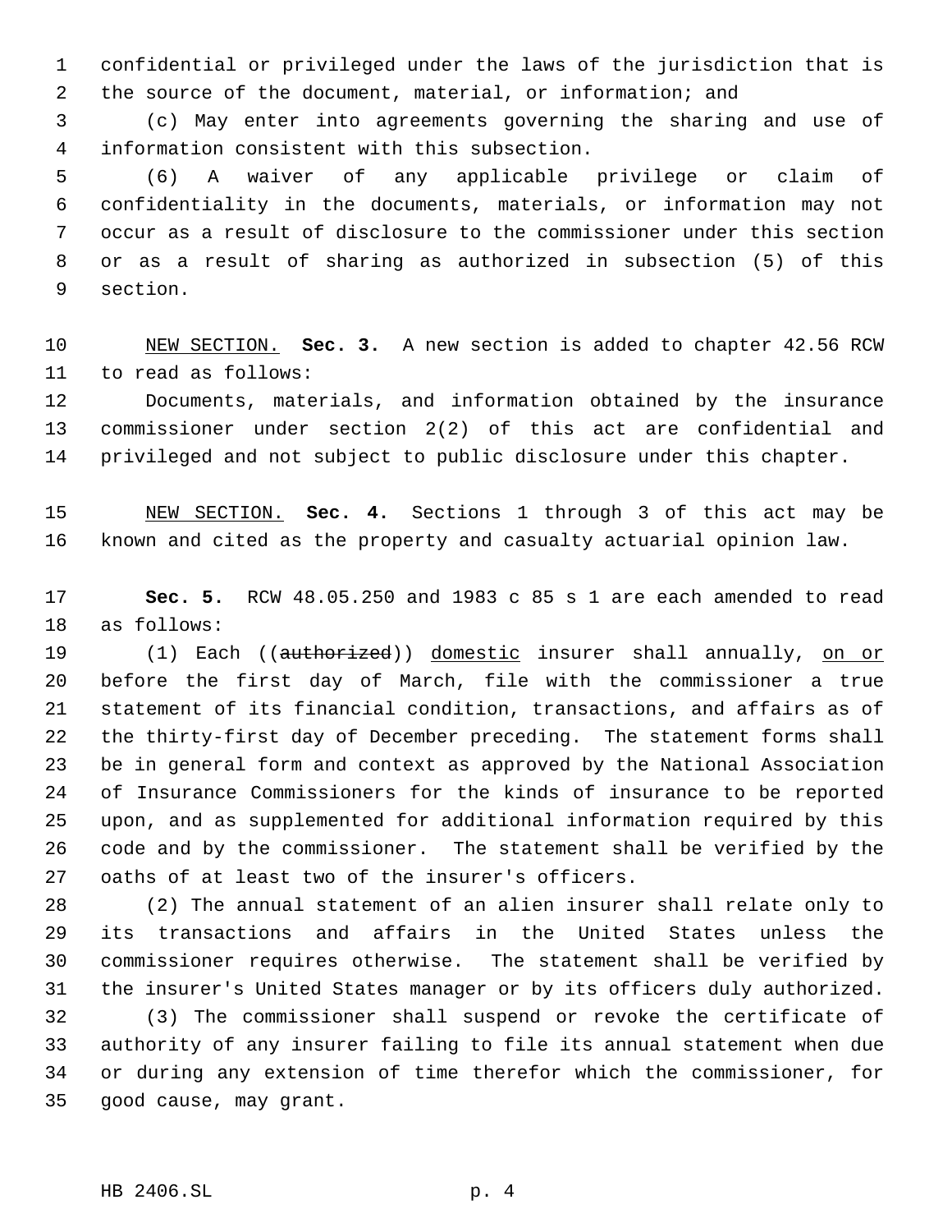confidential or privileged under the laws of the jurisdiction that is the source of the document, material, or information; and

(c) May enter into agreements governing the sharing and use of information consistent with this subsection.

(6) A waiver of any applicable privilege or claim of confidentiality in the documents, materials, or information may not occur as a result of disclosure to the commissioner under this section or as a result of sharing as authorized in subsection (5) of this section.

NEW SECTION. **Sec. 3.** A new section is added to chapter 42.56 RCW to read as follows:

Documents, materials, and information obtained by the insurance commissioner under section 2(2) of this act are confidential and privileged and not subject to public disclosure under this chapter.

NEW SECTION. **Sec. 4.** Sections 1 through 3 of this act may be known and cited as the property and casualty actuarial opinion law.

**Sec. 5.** RCW 48.05.250 and 1983 c 85 s 1 are each amended to read as follows:

(1) Each ((~~authorized~~)) domestic insurer shall annually, on or before the first day of March, file with the commissioner a true statement of its financial condition, transactions, and affairs as of the thirty-first day of December preceding. The statement forms shall be in general form and context as approved by the National Association of Insurance Commissioners for the kinds of insurance to be reported upon, and as supplemented for additional information required by this code and by the commissioner. The statement shall be verified by the oaths of at least two of the insurer's officers.

(2) The annual statement of an alien insurer shall relate only to its transactions and affairs in the United States unless the commissioner requires otherwise. The statement shall be verified by the insurer's United States manager or by its officers duly authorized.

(3) The commissioner shall suspend or revoke the certificate of authority of any insurer failing to file its annual statement when due or during any extension of time therefor which the commissioner, for good cause, may grant.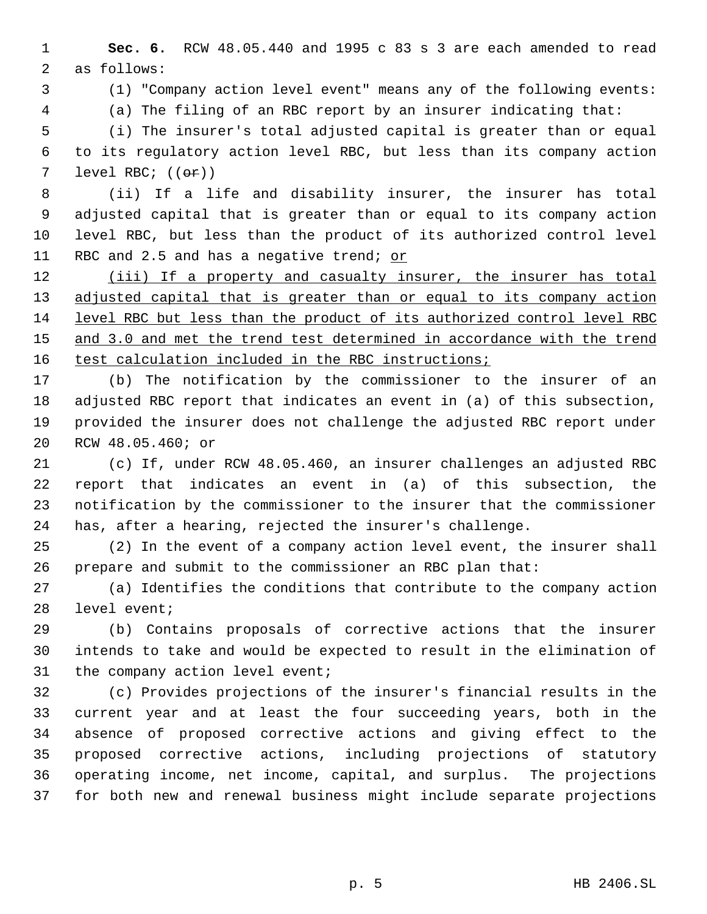**Sec. 6.** RCW 48.05.440 and 1995 c 83 s 3 are each amended to read as follows:

(1) "Company action level event" means any of the following events:

(a) The filing of an RBC report by an insurer indicating that:

(i) The insurer's total adjusted capital is greater than or equal to its regulatory action level RBC, but less than its company action level RBC; ((~~or~~))

(ii) If a life and disability insurer, the insurer has total adjusted capital that is greater than or equal to its company action level RBC, but less than the product of its authorized control level RBC and 2.5 and has a negative trend; or

(iii) If a property and casualty insurer, the insurer has total adjusted capital that is greater than or equal to its company action level RBC but less than the product of its authorized control level RBC and 3.0 and met the trend test determined in accordance with the trend test calculation included in the RBC instructions;

(b) The notification by the commissioner to the insurer of an adjusted RBC report that indicates an event in (a) of this subsection, provided the insurer does not challenge the adjusted RBC report under RCW 48.05.460; or

(c) If, under RCW 48.05.460, an insurer challenges an adjusted RBC report that indicates an event in (a) of this subsection, the notification by the commissioner to the insurer that the commissioner has, after a hearing, rejected the insurer's challenge.

(2) In the event of a company action level event, the insurer shall prepare and submit to the commissioner an RBC plan that:

(a) Identifies the conditions that contribute to the company action level event;

(b) Contains proposals of corrective actions that the insurer intends to take and would be expected to result in the elimination of the company action level event;

(c) Provides projections of the insurer's financial results in the current year and at least the four succeeding years, both in the absence of proposed corrective actions and giving effect to the proposed corrective actions, including projections of statutory operating income, net income, capital, and surplus. The projections for both new and renewal business might include separate projections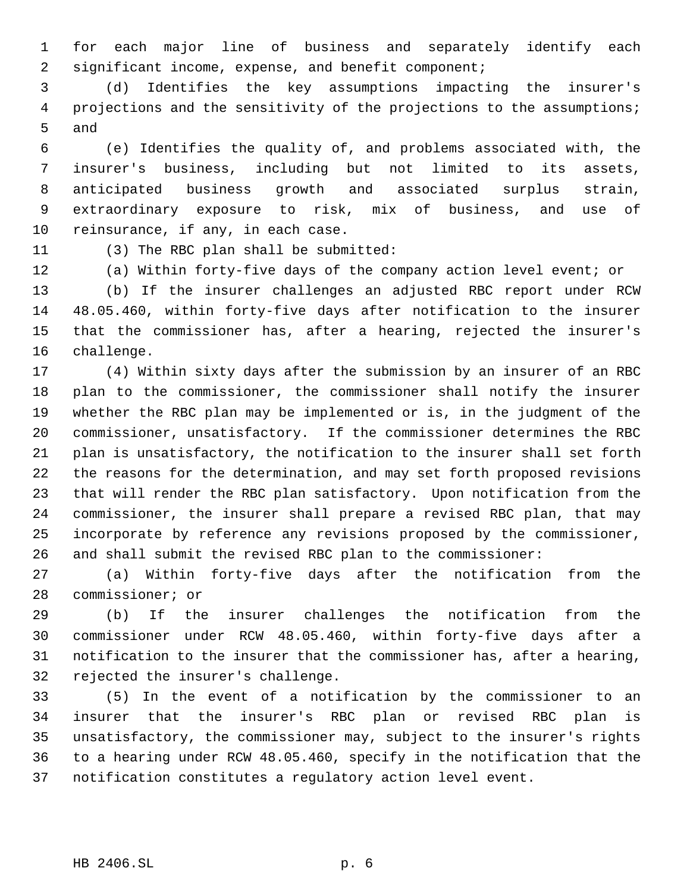for each major line of business and separately identify each significant income, expense, and benefit component;

(d) Identifies the key assumptions impacting the insurer's projections and the sensitivity of the projections to the assumptions; and

(e) Identifies the quality of, and problems associated with, the insurer's business, including but not limited to its assets, anticipated business growth and associated surplus strain, extraordinary exposure to risk, mix of business, and use of reinsurance, if any, in each case.

(3) The RBC plan shall be submitted:

(a) Within forty-five days of the company action level event; or

(b) If the insurer challenges an adjusted RBC report under RCW 48.05.460, within forty-five days after notification to the insurer that the commissioner has, after a hearing, rejected the insurer's challenge.

(4) Within sixty days after the submission by an insurer of an RBC plan to the commissioner, the commissioner shall notify the insurer whether the RBC plan may be implemented or is, in the judgment of the commissioner, unsatisfactory. If the commissioner determines the RBC plan is unsatisfactory, the notification to the insurer shall set forth the reasons for the determination, and may set forth proposed revisions that will render the RBC plan satisfactory. Upon notification from the commissioner, the insurer shall prepare a revised RBC plan, that may incorporate by reference any revisions proposed by the commissioner, and shall submit the revised RBC plan to the commissioner:

(a) Within forty-five days after the notification from the commissioner; or

(b) If the insurer challenges the notification from the commissioner under RCW 48.05.460, within forty-five days after a notification to the insurer that the commissioner has, after a hearing, rejected the insurer's challenge.

(5) In the event of a notification by the commissioner to an insurer that the insurer's RBC plan or revised RBC plan is unsatisfactory, the commissioner may, subject to the insurer's rights to a hearing under RCW 48.05.460, specify in the notification that the notification constitutes a regulatory action level event.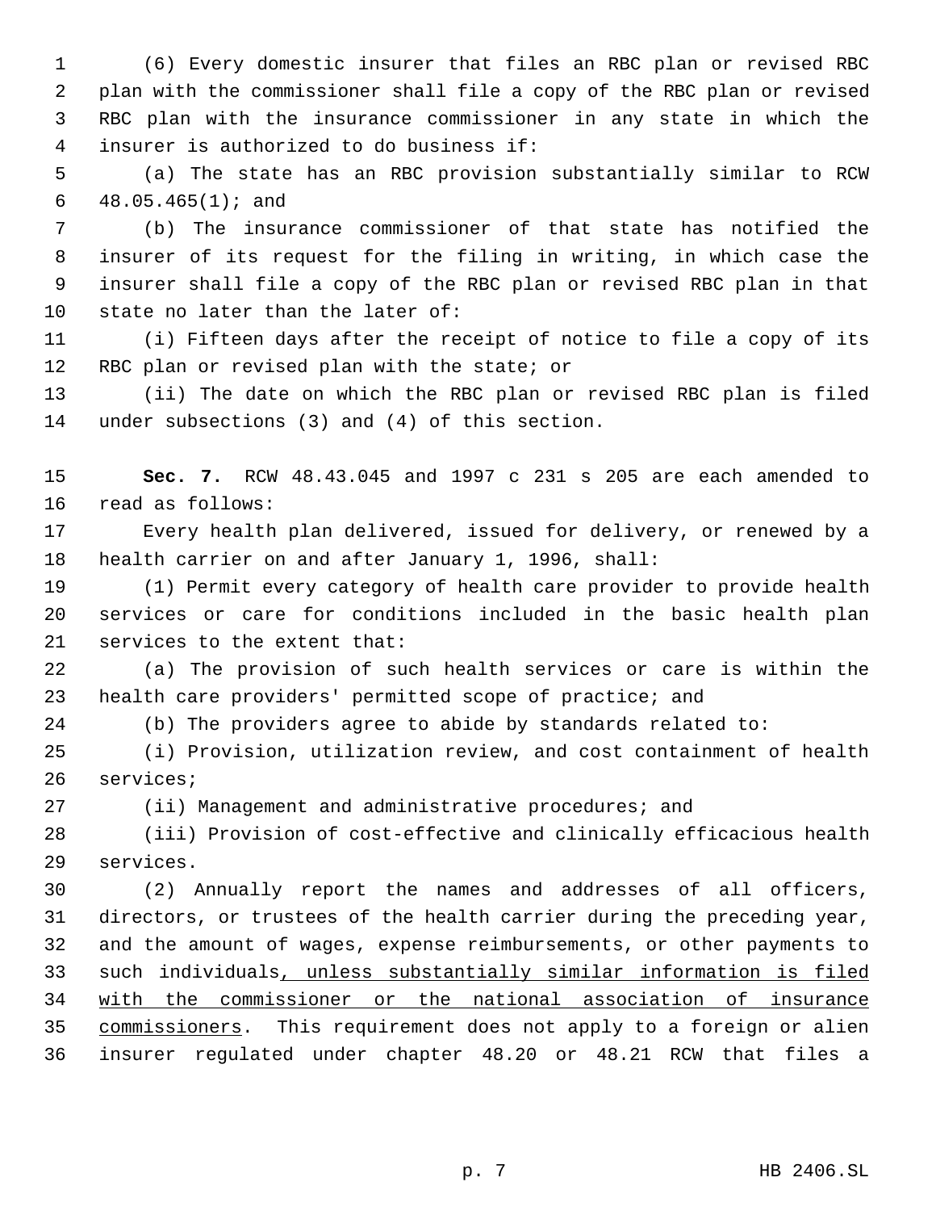(6) Every domestic insurer that files an RBC plan or revised RBC plan with the commissioner shall file a copy of the RBC plan or revised RBC plan with the insurance commissioner in any state in which the insurer is authorized to do business if:

(a) The state has an RBC provision substantially similar to RCW 48.05.465(1); and

(b) The insurance commissioner of that state has notified the insurer of its request for the filing in writing, in which case the insurer shall file a copy of the RBC plan or revised RBC plan in that state no later than the later of:

(i) Fifteen days after the receipt of notice to file a copy of its RBC plan or revised plan with the state; or

(ii) The date on which the RBC plan or revised RBC plan is filed under subsections (3) and (4) of this section.

**Sec. 7.** RCW 48.43.045 and 1997 c 231 s 205 are each amended to read as follows:

Every health plan delivered, issued for delivery, or renewed by a health carrier on and after January 1, 1996, shall:

(1) Permit every category of health care provider to provide health services or care for conditions included in the basic health plan services to the extent that:

(a) The provision of such health services or care is within the health care providers' permitted scope of practice; and

(b) The providers agree to abide by standards related to:

(i) Provision, utilization review, and cost containment of health services;

(ii) Management and administrative procedures; and

(iii) Provision of cost-effective and clinically efficacious health services.

(2) Annually report the names and addresses of all officers, directors, or trustees of the health carrier during the preceding year, and the amount of wages, expense reimbursements, or other payments to such individuals<u>, unless substantially similar information is filed with the commissioner or the national association of insurance commissioners</u>. This requirement does not apply to a foreign or alien insurer regulated under chapter 48.20 or 48.21 RCW that files a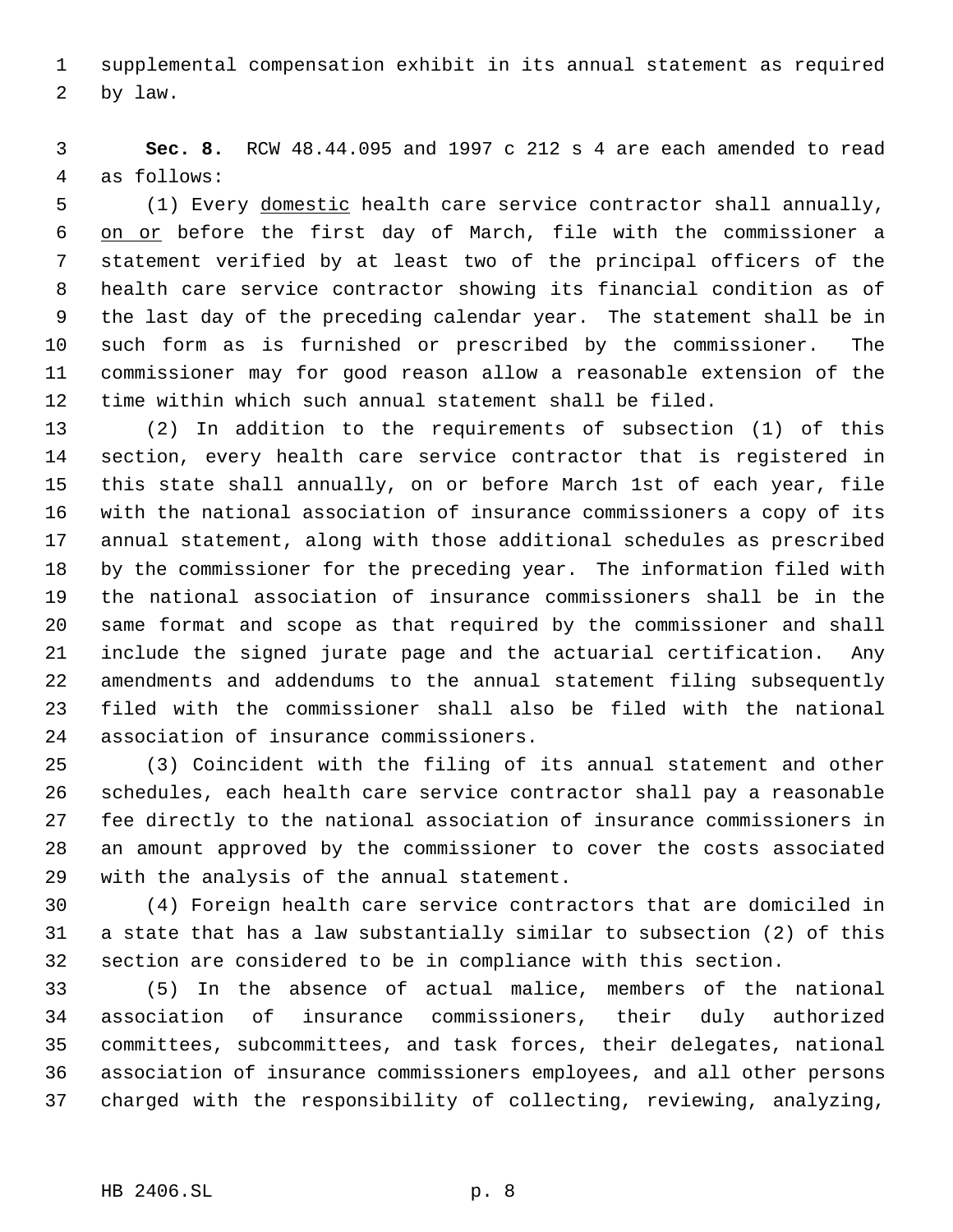supplemental compensation exhibit in its annual statement as required by law.

**Sec. 8.** RCW 48.44.095 and 1997 c 212 s 4 are each amended to read as follows:

(1) Every domestic health care service contractor shall annually, on or before the first day of March, file with the commissioner a statement verified by at least two of the principal officers of the health care service contractor showing its financial condition as of the last day of the preceding calendar year. The statement shall be in such form as is furnished or prescribed by the commissioner. The commissioner may for good reason allow a reasonable extension of the time within which such annual statement shall be filed.

(2) In addition to the requirements of subsection (1) of this section, every health care service contractor that is registered in this state shall annually, on or before March 1st of each year, file with the national association of insurance commissioners a copy of its annual statement, along with those additional schedules as prescribed by the commissioner for the preceding year. The information filed with the national association of insurance commissioners shall be in the same format and scope as that required by the commissioner and shall include the signed jurate page and the actuarial certification. Any amendments and addendums to the annual statement filing subsequently filed with the commissioner shall also be filed with the national association of insurance commissioners.

(3) Coincident with the filing of its annual statement and other schedules, each health care service contractor shall pay a reasonable fee directly to the national association of insurance commissioners in an amount approved by the commissioner to cover the costs associated with the analysis of the annual statement.

(4) Foreign health care service contractors that are domiciled in a state that has a law substantially similar to subsection (2) of this section are considered to be in compliance with this section.

(5) In the absence of actual malice, members of the national association of insurance commissioners, their duly authorized committees, subcommittees, and task forces, their delegates, national association of insurance commissioners employees, and all other persons charged with the responsibility of collecting, reviewing, analyzing,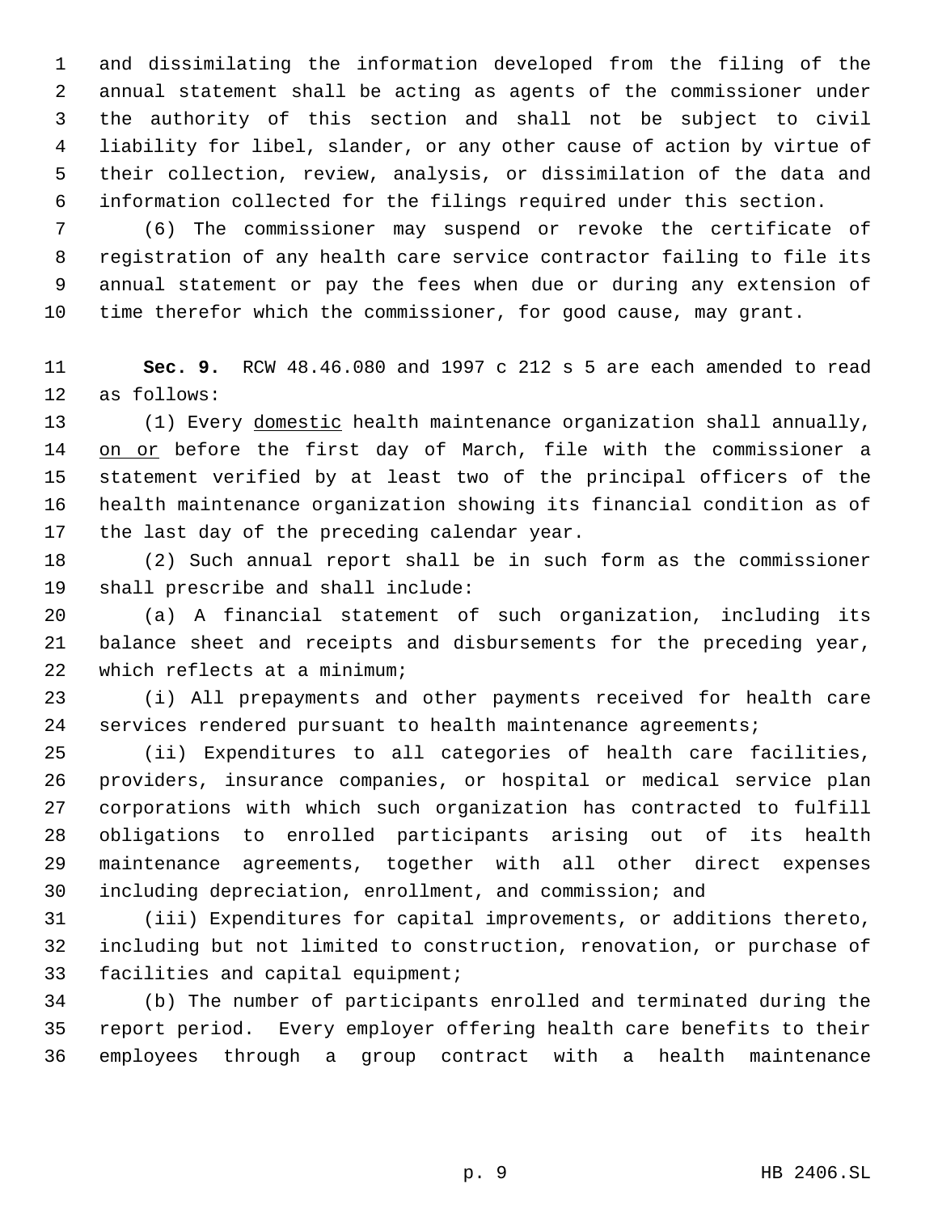and dissimilating the information developed from the filing of the annual statement shall be acting as agents of the commissioner under the authority of this section and shall not be subject to civil liability for libel, slander, or any other cause of action by virtue of their collection, review, analysis, or dissimilation of the data and information collected for the filings required under this section.

(6) The commissioner may suspend or revoke the certificate of registration of any health care service contractor failing to file its annual statement or pay the fees when due or during any extension of time therefor which the commissioner, for good cause, may grant.

**Sec. 9.** RCW 48.46.080 and 1997 c 212 s 5 are each amended to read as follows:

(1) Every domestic health maintenance organization shall annually, on or before the first day of March, file with the commissioner a statement verified by at least two of the principal officers of the health maintenance organization showing its financial condition as of the last day of the preceding calendar year.

(2) Such annual report shall be in such form as the commissioner shall prescribe and shall include:

(a) A financial statement of such organization, including its balance sheet and receipts and disbursements for the preceding year, which reflects at a minimum;

(i) All prepayments and other payments received for health care services rendered pursuant to health maintenance agreements;

(ii) Expenditures to all categories of health care facilities, providers, insurance companies, or hospital or medical service plan corporations with which such organization has contracted to fulfill obligations to enrolled participants arising out of its health maintenance agreements, together with all other direct expenses including depreciation, enrollment, and commission; and

(iii) Expenditures for capital improvements, or additions thereto, including but not limited to construction, renovation, or purchase of facilities and capital equipment;

(b) The number of participants enrolled and terminated during the report period. Every employer offering health care benefits to their employees through a group contract with a health maintenance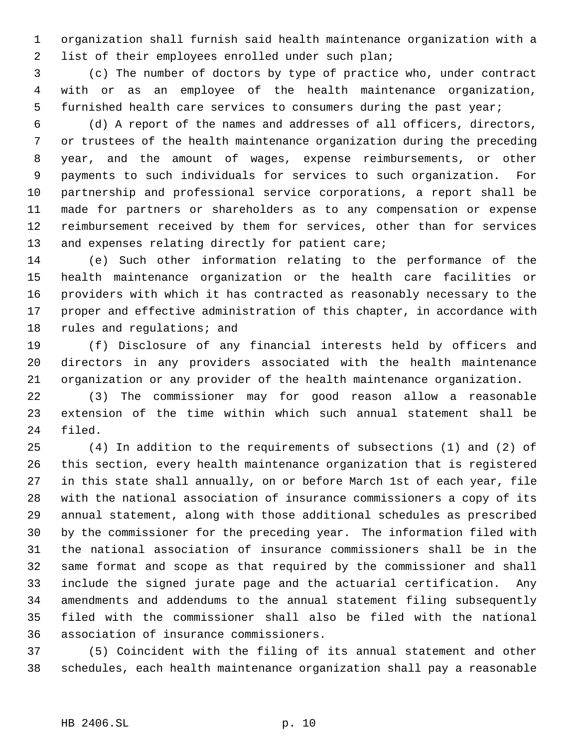organization shall furnish said health maintenance organization with a list of their employees enrolled under such plan;

(c) The number of doctors by type of practice who, under contract with or as an employee of the health maintenance organization, furnished health care services to consumers during the past year;

(d) A report of the names and addresses of all officers, directors, or trustees of the health maintenance organization during the preceding year, and the amount of wages, expense reimbursements, or other payments to such individuals for services to such organization. For partnership and professional service corporations, a report shall be made for partners or shareholders as to any compensation or expense reimbursement received by them for services, other than for services and expenses relating directly for patient care;

(e) Such other information relating to the performance of the health maintenance organization or the health care facilities or providers with which it has contracted as reasonably necessary to the proper and effective administration of this chapter, in accordance with rules and regulations; and

(f) Disclosure of any financial interests held by officers and directors in any providers associated with the health maintenance organization or any provider of the health maintenance organization.

(3) The commissioner may for good reason allow a reasonable extension of the time within which such annual statement shall be filed.

(4) In addition to the requirements of subsections (1) and (2) of this section, every health maintenance organization that is registered in this state shall annually, on or before March 1st of each year, file with the national association of insurance commissioners a copy of its annual statement, along with those additional schedules as prescribed by the commissioner for the preceding year. The information filed with the national association of insurance commissioners shall be in the same format and scope as that required by the commissioner and shall include the signed jurate page and the actuarial certification. Any amendments and addendums to the annual statement filing subsequently filed with the commissioner shall also be filed with the national association of insurance commissioners.

(5) Coincident with the filing of its annual statement and other schedules, each health maintenance organization shall pay a reasonable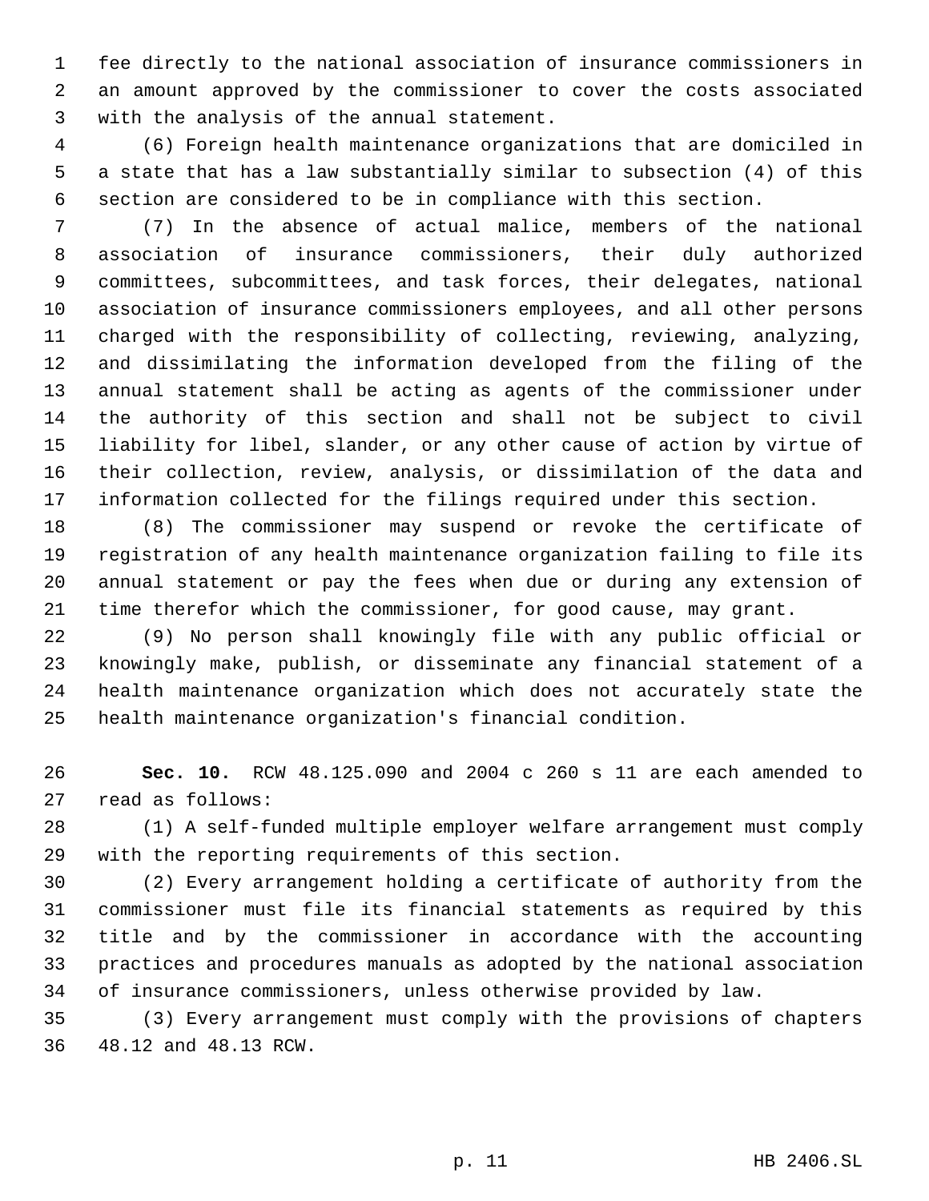fee directly to the national association of insurance commissioners in an amount approved by the commissioner to cover the costs associated with the analysis of the annual statement.

(6) Foreign health maintenance organizations that are domiciled in a state that has a law substantially similar to subsection (4) of this section are considered to be in compliance with this section.

(7) In the absence of actual malice, members of the national association of insurance commissioners, their duly authorized committees, subcommittees, and task forces, their delegates, national association of insurance commissioners employees, and all other persons charged with the responsibility of collecting, reviewing, analyzing, and dissimilating the information developed from the filing of the annual statement shall be acting as agents of the commissioner under the authority of this section and shall not be subject to civil liability for libel, slander, or any other cause of action by virtue of their collection, review, analysis, or dissimilation of the data and information collected for the filings required under this section.

(8) The commissioner may suspend or revoke the certificate of registration of any health maintenance organization failing to file its annual statement or pay the fees when due or during any extension of time therefor which the commissioner, for good cause, may grant.

(9) No person shall knowingly file with any public official or knowingly make, publish, or disseminate any financial statement of a health maintenance organization which does not accurately state the health maintenance organization's financial condition.

**Sec. 10.** RCW 48.125.090 and 2004 c 260 s 11 are each amended to read as follows:

(1) A self-funded multiple employer welfare arrangement must comply with the reporting requirements of this section.

(2) Every arrangement holding a certificate of authority from the commissioner must file its financial statements as required by this title and by the commissioner in accordance with the accounting practices and procedures manuals as adopted by the national association of insurance commissioners, unless otherwise provided by law.

(3) Every arrangement must comply with the provisions of chapters 48.12 and 48.13 RCW.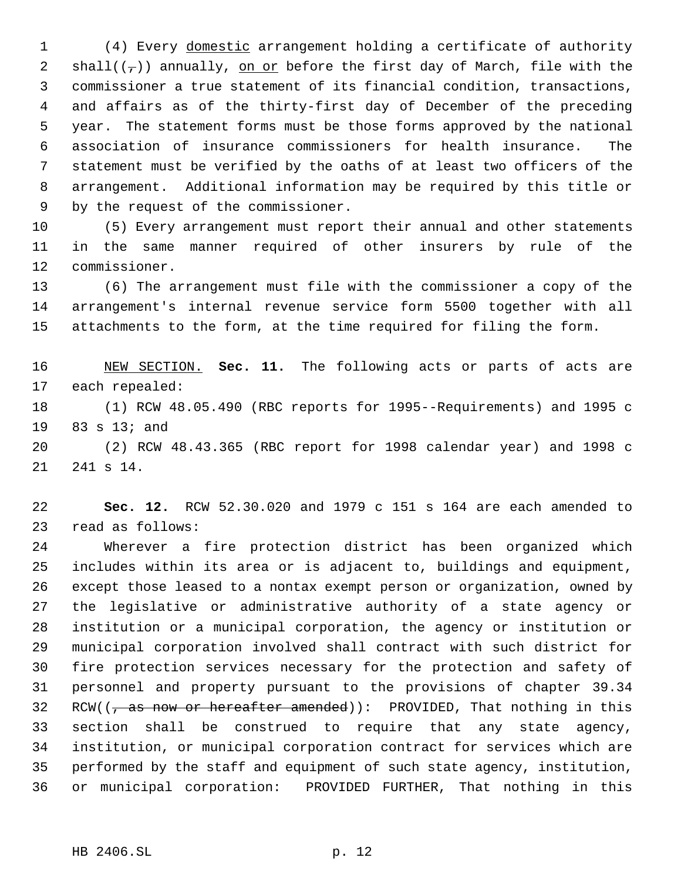(4) Every domestic arrangement holding a certificate of authority shall((,)) annually, on or before the first day of March, file with the commissioner a true statement of its financial condition, transactions, and affairs as of the thirty-first day of December of the preceding year. The statement forms must be those forms approved by the national association of insurance commissioners for health insurance. The statement must be verified by the oaths of at least two officers of the arrangement. Additional information may be required by this title or by the request of the commissioner.

(5) Every arrangement must report their annual and other statements in the same manner required of other insurers by rule of the commissioner.

(6) The arrangement must file with the commissioner a copy of the arrangement's internal revenue service form 5500 together with all attachments to the form, at the time required for filing the form.

NEW SECTION. **Sec. 11.** The following acts or parts of acts are each repealed:

(1) RCW 48.05.490 (RBC reports for 1995--Requirements) and 1995 c 83 s 13; and

(2) RCW 48.43.365 (RBC report for 1998 calendar year) and 1998 c 241 s 14.

**Sec. 12.** RCW 52.30.020 and 1979 c 151 s 164 are each amended to read as follows:

Wherever a fire protection district has been organized which includes within its area or is adjacent to, buildings and equipment, except those leased to a nontax exempt person or organization, owned by the legislative or administrative authority of a state agency or institution or a municipal corporation, the agency or institution or municipal corporation involved shall contract with such district for fire protection services necessary for the protection and safety of personnel and property pursuant to the provisions of chapter 39.34 RCW((~~, as now or hereafter amended~~)): PROVIDED, That nothing in this section shall be construed to require that any state agency, institution, or municipal corporation contract for services which are performed by the staff and equipment of such state agency, institution, or municipal corporation: PROVIDED FURTHER, That nothing in this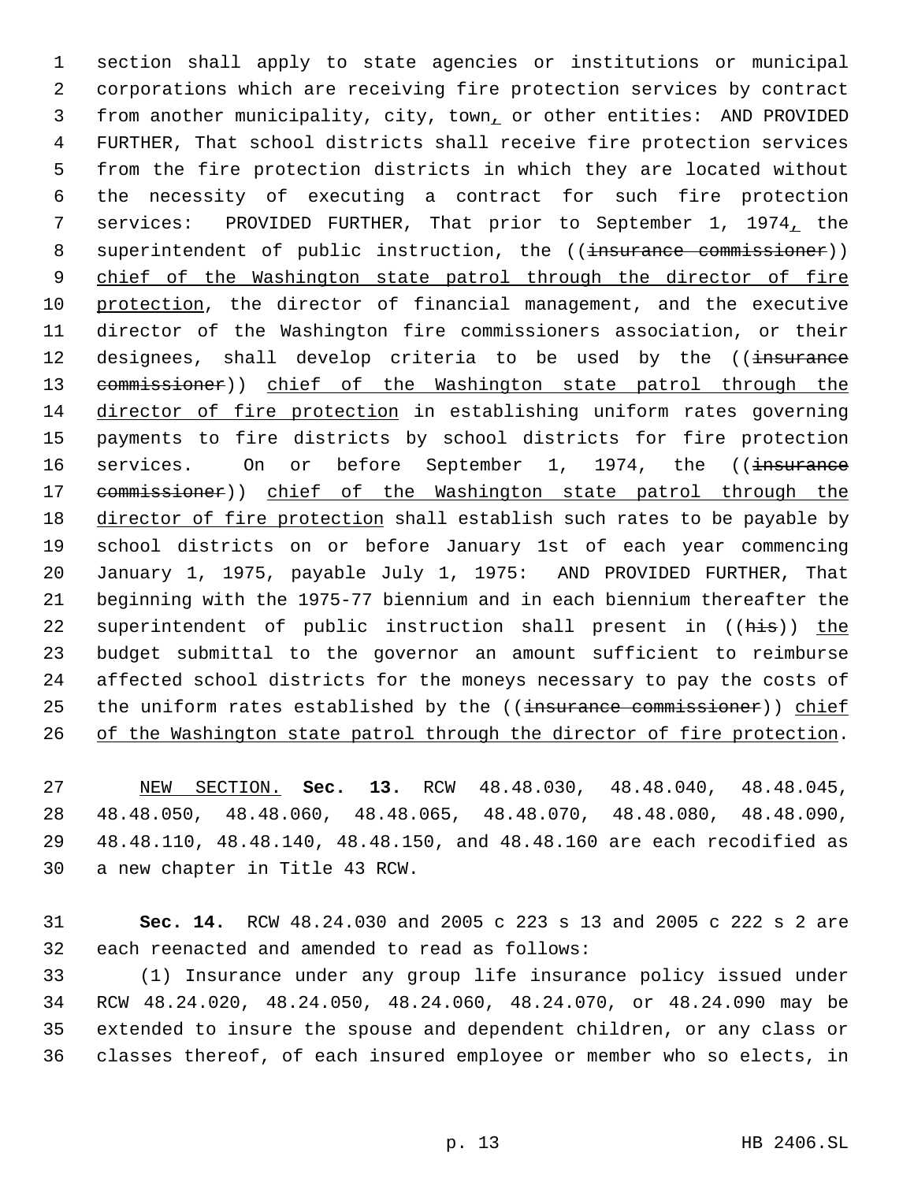section shall apply to state agencies or institutions or municipal corporations which are receiving fire protection services by contract from another municipality, city, town, or other entities: AND PROVIDED FURTHER, That school districts shall receive fire protection services from the fire protection districts in which they are located without the necessity of executing a contract for such fire protection services: PROVIDED FURTHER, That prior to September 1, 1974, the superintendent of public instruction, the ((~~insurance commissioner~~)) chief of the Washington state patrol through the director of fire protection, the director of financial management, and the executive director of the Washington fire commissioners association, or their designees, shall develop criteria to be used by the ((~~insurance commissioner~~)) chief of the Washington state patrol through the director of fire protection in establishing uniform rates governing payments to fire districts by school districts for fire protection services. On or before September 1, 1974, the ((~~insurance commissioner~~)) chief of the Washington state patrol through the director of fire protection shall establish such rates to be payable by school districts on or before January 1st of each year commencing January 1, 1975, payable July 1, 1975: AND PROVIDED FURTHER, That beginning with the 1975-77 biennium and in each biennium thereafter the superintendent of public instruction shall present in ((~~his~~)) the budget submittal to the governor an amount sufficient to reimburse affected school districts for the moneys necessary to pay the costs of the uniform rates established by the ((~~insurance commissioner~~)) chief of the Washington state patrol through the director of fire protection.

NEW SECTION. **Sec. 13.** RCW 48.48.030, 48.48.040, 48.48.045, 48.48.050, 48.48.060, 48.48.065, 48.48.070, 48.48.080, 48.48.090, 48.48.110, 48.48.140, 48.48.150, and 48.48.160 are each recodified as a new chapter in Title 43 RCW.

**Sec. 14.** RCW 48.24.030 and 2005 c 223 s 13 and 2005 c 222 s 2 are each reenacted and amended to read as follows:

(1) Insurance under any group life insurance policy issued under RCW 48.24.020, 48.24.050, 48.24.060, 48.24.070, or 48.24.090 may be extended to insure the spouse and dependent children, or any class or classes thereof, of each insured employee or member who so elects, in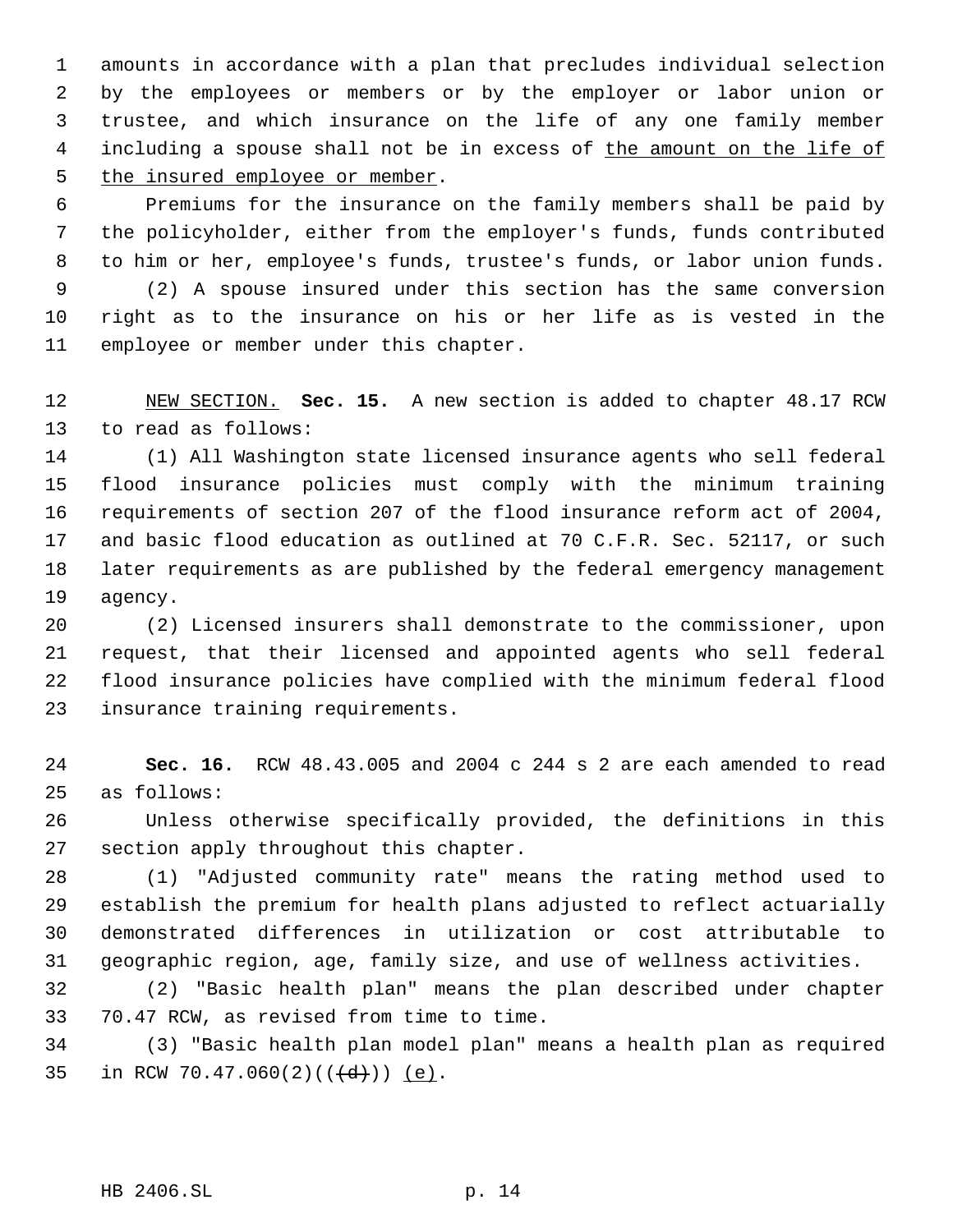amounts in accordance with a plan that precludes individual selection by the employees or members or by the employer or labor union or trustee, and which insurance on the life of any one family member including a spouse shall not be in excess of <u>the amount on the life of the insured employee or member</u>.

Premiums for the insurance on the family members shall be paid by the policyholder, either from the employer's funds, funds contributed to him or her, employee's funds, trustee's funds, or labor union funds.

(2) A spouse insured under this section has the same conversion right as to the insurance on his or her life as is vested in the employee or member under this chapter.

<u>NEW SECTION.</u> **Sec. 15.** A new section is added to chapter 48.17 RCW to read as follows:

(1) All Washington state licensed insurance agents who sell federal flood insurance policies must comply with the minimum training requirements of section 207 of the flood insurance reform act of 2004, and basic flood education as outlined at 70 C.F.R. Sec. 52117, or such later requirements as are published by the federal emergency management agency.

(2) Licensed insurers shall demonstrate to the commissioner, upon request, that their licensed and appointed agents who sell federal flood insurance policies have complied with the minimum federal flood insurance training requirements.

**Sec. 16.** RCW 48.43.005 and 2004 c 244 s 2 are each amended to read as follows:

Unless otherwise specifically provided, the definitions in this section apply throughout this chapter.

(1) "Adjusted community rate" means the rating method used to establish the premium for health plans adjusted to reflect actuarially demonstrated differences in utilization or cost attributable to geographic region, age, family size, and use of wellness activities.

(2) "Basic health plan" means the plan described under chapter 70.47 RCW, as revised from time to time.

(3) "Basic health plan model plan" means a health plan as required in RCW 70.47.060(2)((~~(d)~~)) <u>(e)</u>.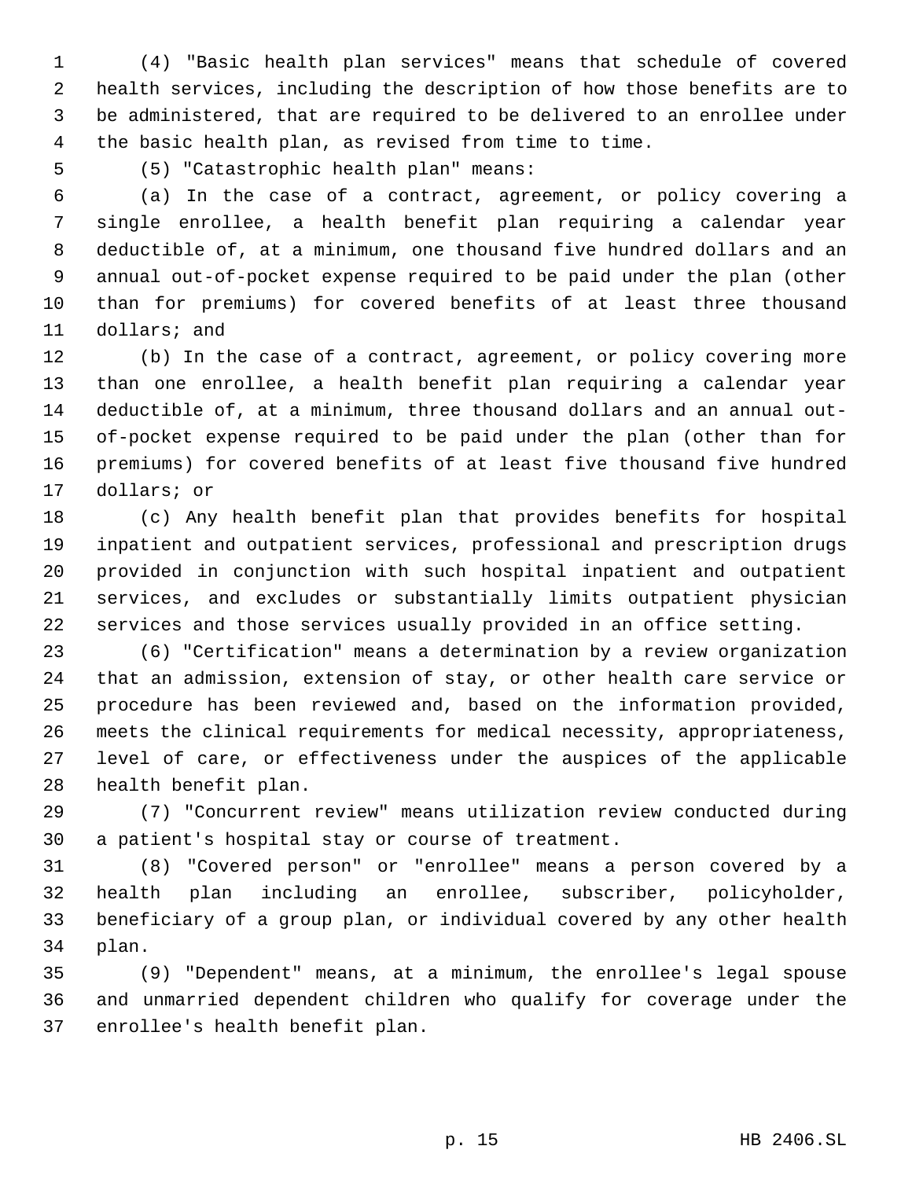(4) "Basic health plan services" means that schedule of covered health services, including the description of how those benefits are to be administered, that are required to be delivered to an enrollee under the basic health plan, as revised from time to time.

(5) "Catastrophic health plan" means:

(a) In the case of a contract, agreement, or policy covering a single enrollee, a health benefit plan requiring a calendar year deductible of, at a minimum, one thousand five hundred dollars and an annual out-of-pocket expense required to be paid under the plan (other than for premiums) for covered benefits of at least three thousand dollars; and

(b) In the case of a contract, agreement, or policy covering more than one enrollee, a health benefit plan requiring a calendar year deductible of, at a minimum, three thousand dollars and an annual out-of-pocket expense required to be paid under the plan (other than for premiums) for covered benefits of at least five thousand five hundred dollars; or

(c) Any health benefit plan that provides benefits for hospital inpatient and outpatient services, professional and prescription drugs provided in conjunction with such hospital inpatient and outpatient services, and excludes or substantially limits outpatient physician services and those services usually provided in an office setting.

(6) "Certification" means a determination by a review organization that an admission, extension of stay, or other health care service or procedure has been reviewed and, based on the information provided, meets the clinical requirements for medical necessity, appropriateness, level of care, or effectiveness under the auspices of the applicable health benefit plan.

(7) "Concurrent review" means utilization review conducted during a patient's hospital stay or course of treatment.

(8) "Covered person" or "enrollee" means a person covered by a health plan including an enrollee, subscriber, policyholder, beneficiary of a group plan, or individual covered by any other health plan.

(9) "Dependent" means, at a minimum, the enrollee's legal spouse and unmarried dependent children who qualify for coverage under the enrollee's health benefit plan.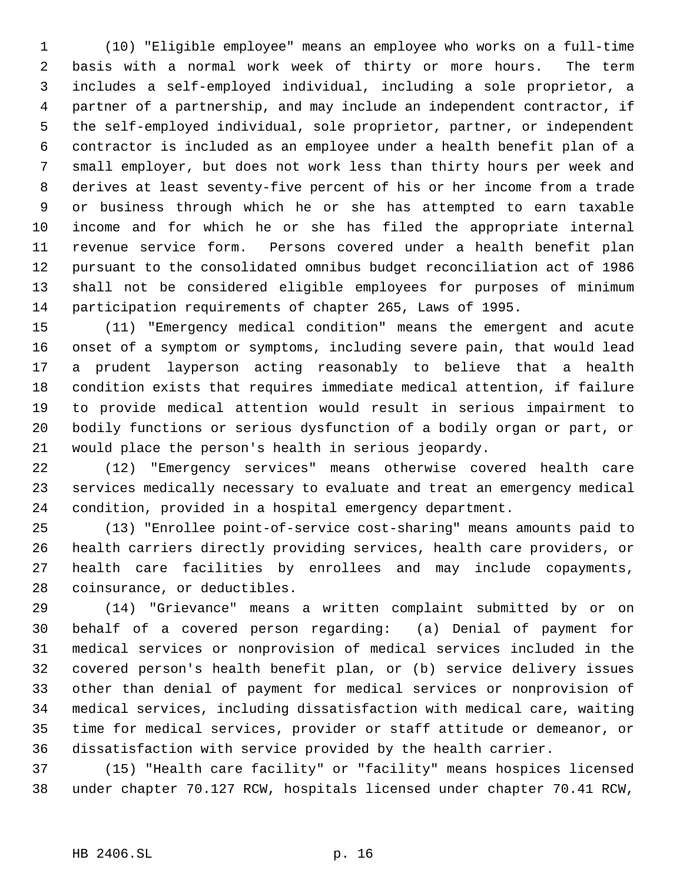(10) "Eligible employee" means an employee who works on a full-time basis with a normal work week of thirty or more hours. The term includes a self-employed individual, including a sole proprietor, a partner of a partnership, and may include an independent contractor, if the self-employed individual, sole proprietor, partner, or independent contractor is included as an employee under a health benefit plan of a small employer, but does not work less than thirty hours per week and derives at least seventy-five percent of his or her income from a trade or business through which he or she has attempted to earn taxable income and for which he or she has filed the appropriate internal revenue service form. Persons covered under a health benefit plan pursuant to the consolidated omnibus budget reconciliation act of 1986 shall not be considered eligible employees for purposes of minimum participation requirements of chapter 265, Laws of 1995.

(11) "Emergency medical condition" means the emergent and acute onset of a symptom or symptoms, including severe pain, that would lead a prudent layperson acting reasonably to believe that a health condition exists that requires immediate medical attention, if failure to provide medical attention would result in serious impairment to bodily functions or serious dysfunction of a bodily organ or part, or would place the person's health in serious jeopardy.

(12) "Emergency services" means otherwise covered health care services medically necessary to evaluate and treat an emergency medical condition, provided in a hospital emergency department.

(13) "Enrollee point-of-service cost-sharing" means amounts paid to health carriers directly providing services, health care providers, or health care facilities by enrollees and may include copayments, coinsurance, or deductibles.

(14) "Grievance" means a written complaint submitted by or on behalf of a covered person regarding: (a) Denial of payment for medical services or nonprovision of medical services included in the covered person's health benefit plan, or (b) service delivery issues other than denial of payment for medical services or nonprovision of medical services, including dissatisfaction with medical care, waiting time for medical services, provider or staff attitude or demeanor, or dissatisfaction with service provided by the health carrier.

(15) "Health care facility" or "facility" means hospices licensed under chapter 70.127 RCW, hospitals licensed under chapter 70.41 RCW,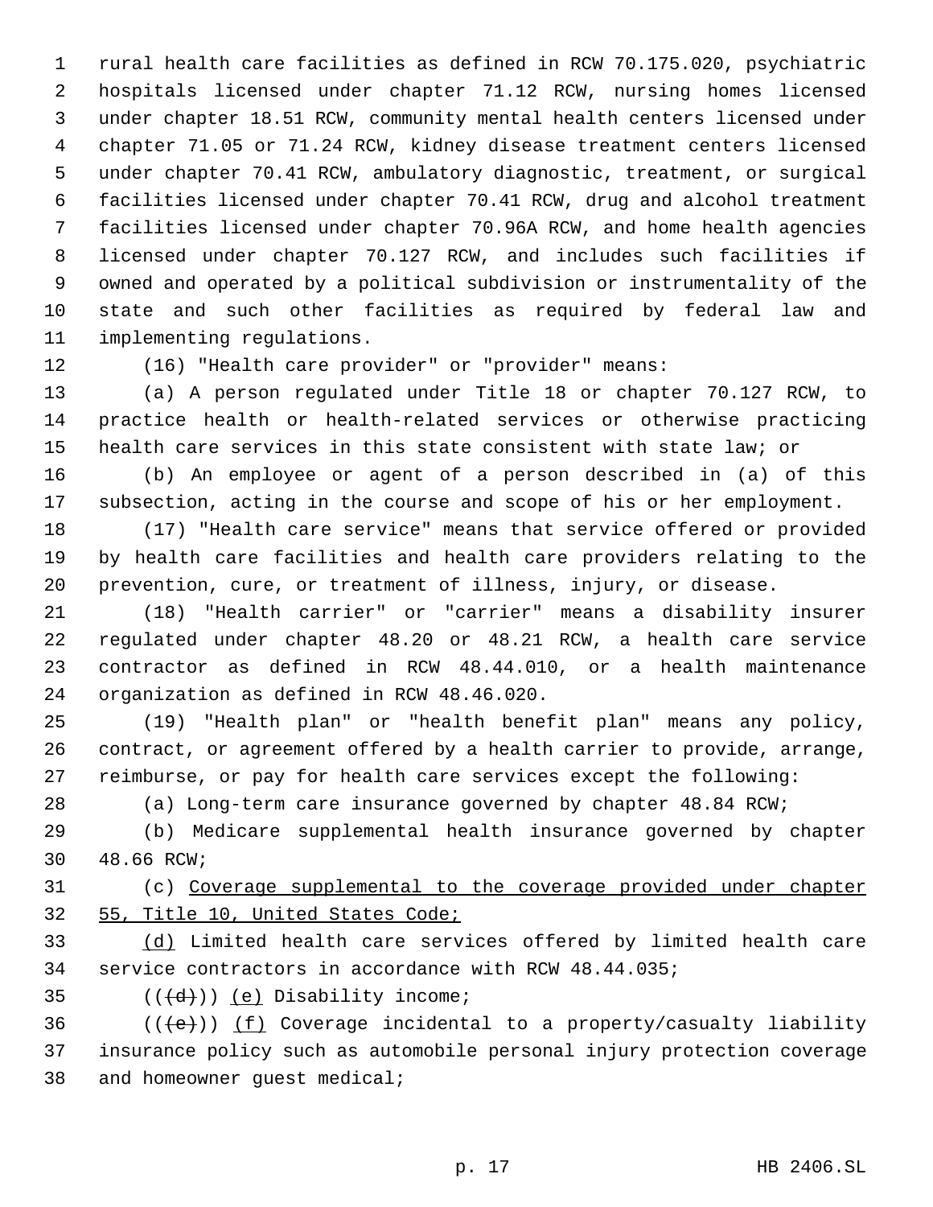rural health care facilities as defined in RCW 70.175.020, psychiatric hospitals licensed under chapter 71.12 RCW, nursing homes licensed under chapter 18.51 RCW, community mental health centers licensed under chapter 71.05 or 71.24 RCW, kidney disease treatment centers licensed under chapter 70.41 RCW, ambulatory diagnostic, treatment, or surgical facilities licensed under chapter 70.41 RCW, drug and alcohol treatment facilities licensed under chapter 70.96A RCW, and home health agencies licensed under chapter 70.127 RCW, and includes such facilities if owned and operated by a political subdivision or instrumentality of the state and such other facilities as required by federal law and implementing regulations.

(16) "Health care provider" or "provider" means:

(a) A person regulated under Title 18 or chapter 70.127 RCW, to practice health or health-related services or otherwise practicing health care services in this state consistent with state law; or

(b) An employee or agent of a person described in (a) of this subsection, acting in the course and scope of his or her employment.

(17) "Health care service" means that service offered or provided by health care facilities and health care providers relating to the prevention, cure, or treatment of illness, injury, or disease.

(18) "Health carrier" or "carrier" means a disability insurer regulated under chapter 48.20 or 48.21 RCW, a health care service contractor as defined in RCW 48.44.010, or a health maintenance organization as defined in RCW 48.46.020.

(19) "Health plan" or "health benefit plan" means any policy, contract, or agreement offered by a health carrier to provide, arrange, reimburse, or pay for health care services except the following:

(a) Long-term care insurance governed by chapter 48.84 RCW;

(b) Medicare supplemental health insurance governed by chapter 48.66 RCW;

(c) <u>Coverage supplemental to the coverage provided under chapter 55, Title 10, United States Code;</u>

<u>(d)</u> Limited health care services offered by limited health care service contractors in accordance with RCW 48.44.035;

((~~(d)~~)) <u>(e)</u> Disability income;

((~~(e)~~)) <u>(f)</u> Coverage incidental to a property/casualty liability insurance policy such as automobile personal injury protection coverage and homeowner guest medical;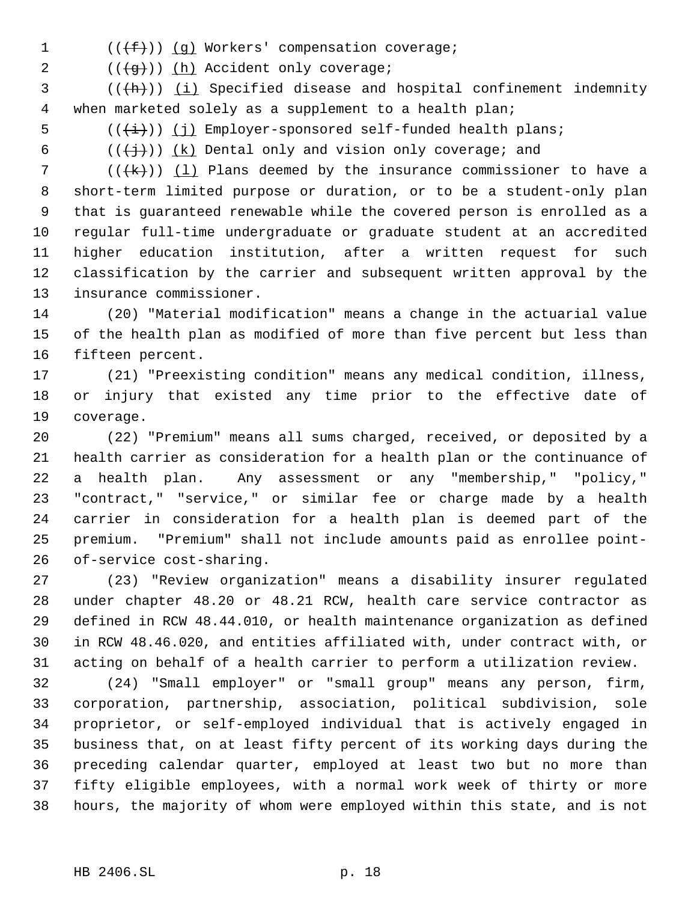((~~(f)~~)) (g) Workers' compensation coverage;

((~~(g)~~)) (h) Accident only coverage;

((~~(h)~~)) (i) Specified disease and hospital confinement indemnity when marketed solely as a supplement to a health plan;

((~~(i)~~)) (j) Employer-sponsored self-funded health plans;

((~~(j)~~)) (k) Dental only and vision only coverage; and

((~~(k)~~)) (l) Plans deemed by the insurance commissioner to have a short-term limited purpose or duration, or to be a student-only plan that is guaranteed renewable while the covered person is enrolled as a regular full-time undergraduate or graduate student at an accredited higher education institution, after a written request for such classification by the carrier and subsequent written approval by the insurance commissioner.

(20) "Material modification" means a change in the actuarial value of the health plan as modified of more than five percent but less than fifteen percent.

(21) "Preexisting condition" means any medical condition, illness, or injury that existed any time prior to the effective date of coverage.

(22) "Premium" means all sums charged, received, or deposited by a health carrier as consideration for a health plan or the continuance of a health plan. Any assessment or any "membership," "policy," "contract," "service," or similar fee or charge made by a health carrier in consideration for a health plan is deemed part of the premium. "Premium" shall not include amounts paid as enrollee point-of-service cost-sharing.

(23) "Review organization" means a disability insurer regulated under chapter 48.20 or 48.21 RCW, health care service contractor as defined in RCW 48.44.010, or health maintenance organization as defined in RCW 48.46.020, and entities affiliated with, under contract with, or acting on behalf of a health carrier to perform a utilization review.

(24) "Small employer" or "small group" means any person, firm, corporation, partnership, association, political subdivision, sole proprietor, or self-employed individual that is actively engaged in business that, on at least fifty percent of its working days during the preceding calendar quarter, employed at least two but no more than fifty eligible employees, with a normal work week of thirty or more hours, the majority of whom were employed within this state, and is not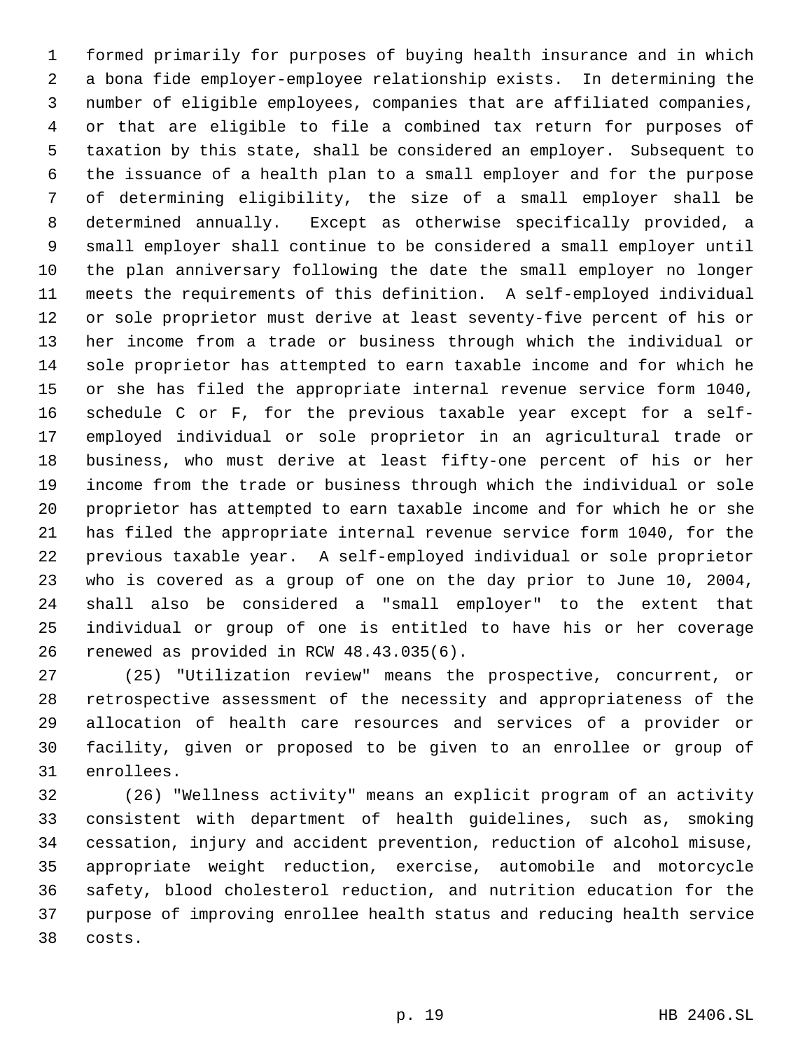formed primarily for purposes of buying health insurance and in which a bona fide employer-employee relationship exists. In determining the number of eligible employees, companies that are affiliated companies, or that are eligible to file a combined tax return for purposes of taxation by this state, shall be considered an employer. Subsequent to the issuance of a health plan to a small employer and for the purpose of determining eligibility, the size of a small employer shall be determined annually. Except as otherwise specifically provided, a small employer shall continue to be considered a small employer until the plan anniversary following the date the small employer no longer meets the requirements of this definition. A self-employed individual or sole proprietor must derive at least seventy-five percent of his or her income from a trade or business through which the individual or sole proprietor has attempted to earn taxable income and for which he or she has filed the appropriate internal revenue service form 1040, schedule C or F, for the previous taxable year except for a self-employed individual or sole proprietor in an agricultural trade or business, who must derive at least fifty-one percent of his or her income from the trade or business through which the individual or sole proprietor has attempted to earn taxable income and for which he or she has filed the appropriate internal revenue service form 1040, for the previous taxable year. A self-employed individual or sole proprietor who is covered as a group of one on the day prior to June 10, 2004, shall also be considered a "small employer" to the extent that individual or group of one is entitled to have his or her coverage renewed as provided in RCW 48.43.035(6).

(25) "Utilization review" means the prospective, concurrent, or retrospective assessment of the necessity and appropriateness of the allocation of health care resources and services of a provider or facility, given or proposed to be given to an enrollee or group of enrollees.

(26) "Wellness activity" means an explicit program of an activity consistent with department of health guidelines, such as, smoking cessation, injury and accident prevention, reduction of alcohol misuse, appropriate weight reduction, exercise, automobile and motorcycle safety, blood cholesterol reduction, and nutrition education for the purpose of improving enrollee health status and reducing health service costs.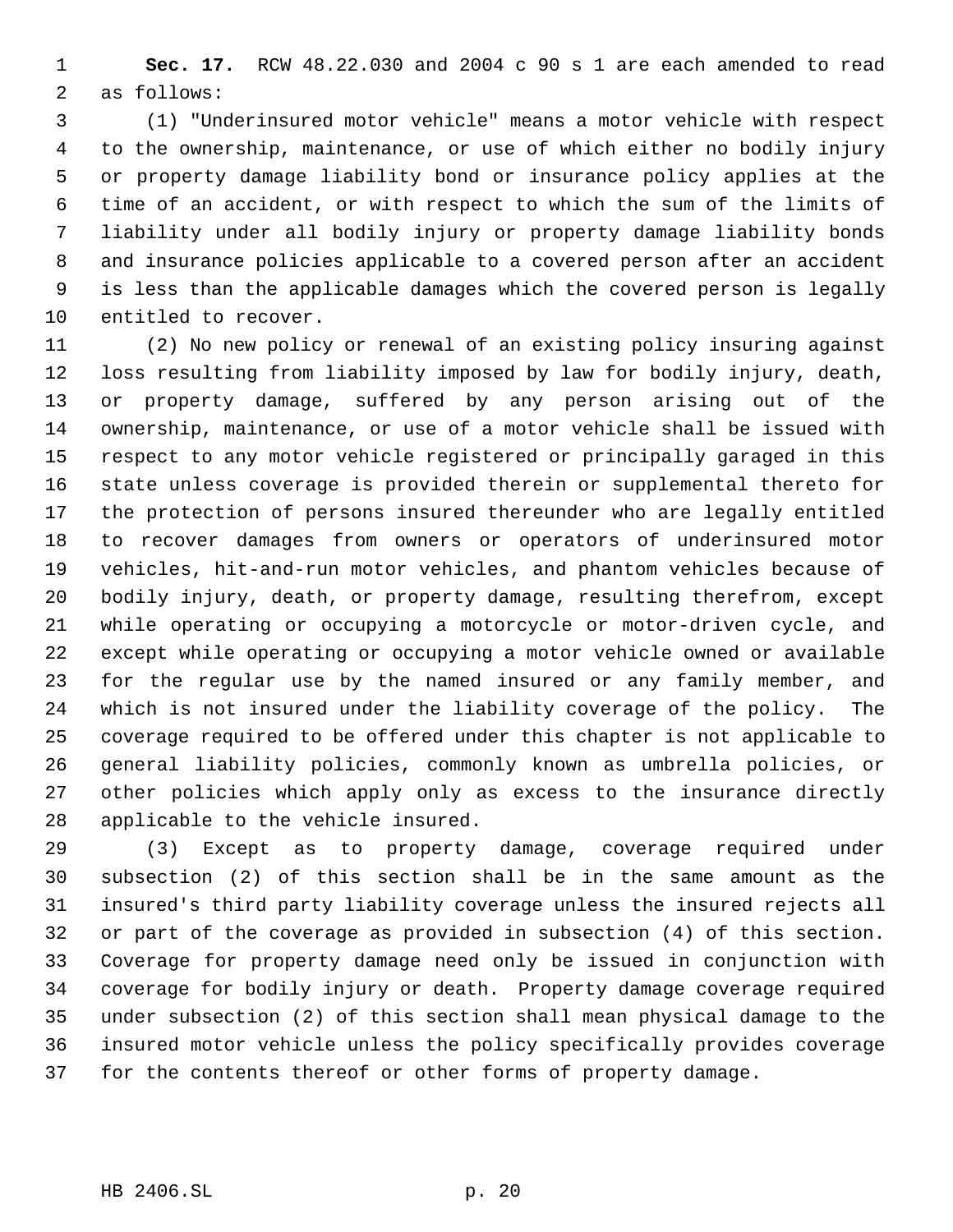**Sec. 17.** RCW 48.22.030 and 2004 c 90 s 1 are each amended to read as follows:

(1) "Underinsured motor vehicle" means a motor vehicle with respect to the ownership, maintenance, or use of which either no bodily injury or property damage liability bond or insurance policy applies at the time of an accident, or with respect to which the sum of the limits of liability under all bodily injury or property damage liability bonds and insurance policies applicable to a covered person after an accident is less than the applicable damages which the covered person is legally entitled to recover.

(2) No new policy or renewal of an existing policy insuring against loss resulting from liability imposed by law for bodily injury, death, or property damage, suffered by any person arising out of the ownership, maintenance, or use of a motor vehicle shall be issued with respect to any motor vehicle registered or principally garaged in this state unless coverage is provided therein or supplemental thereto for the protection of persons insured thereunder who are legally entitled to recover damages from owners or operators of underinsured motor vehicles, hit-and-run motor vehicles, and phantom vehicles because of bodily injury, death, or property damage, resulting therefrom, except while operating or occupying a motorcycle or motor-driven cycle, and except while operating or occupying a motor vehicle owned or available for the regular use by the named insured or any family member, and which is not insured under the liability coverage of the policy. The coverage required to be offered under this chapter is not applicable to general liability policies, commonly known as umbrella policies, or other policies which apply only as excess to the insurance directly applicable to the vehicle insured.

(3) Except as to property damage, coverage required under subsection (2) of this section shall be in the same amount as the insured's third party liability coverage unless the insured rejects all or part of the coverage as provided in subsection (4) of this section. Coverage for property damage need only be issued in conjunction with coverage for bodily injury or death. Property damage coverage required under subsection (2) of this section shall mean physical damage to the insured motor vehicle unless the policy specifically provides coverage for the contents thereof or other forms of property damage.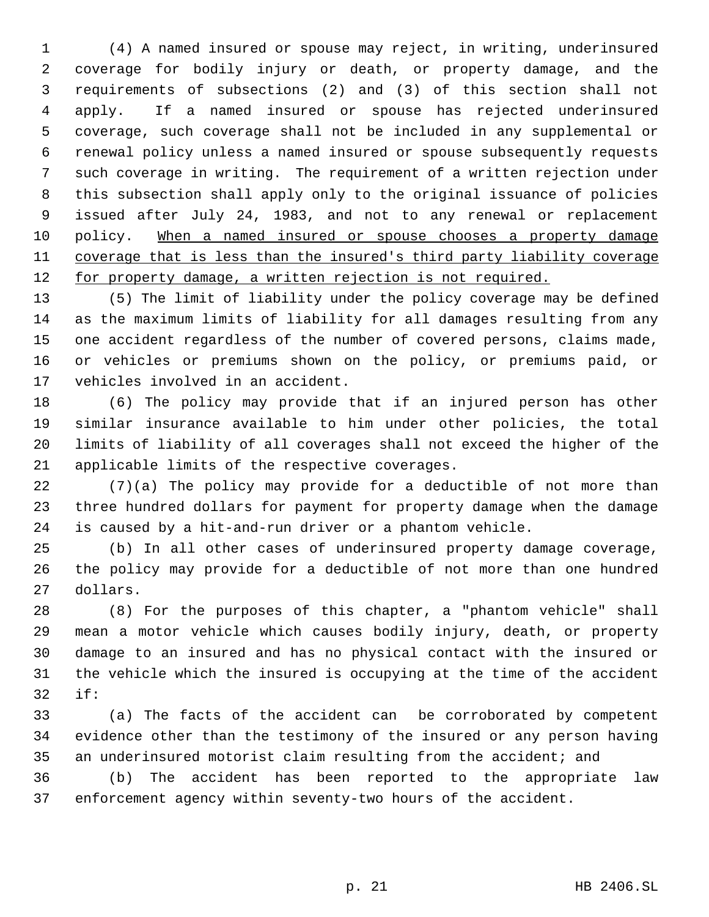(4) A named insured or spouse may reject, in writing, underinsured coverage for bodily injury or death, or property damage, and the requirements of subsections (2) and (3) of this section shall not apply. If a named insured or spouse has rejected underinsured coverage, such coverage shall not be included in any supplemental or renewal policy unless a named insured or spouse subsequently requests such coverage in writing. The requirement of a written rejection under this subsection shall apply only to the original issuance of policies issued after July 24, 1983, and not to any renewal or replacement policy. <u>When a named insured or spouse chooses a property damage coverage that is less than the insured's third party liability coverage for property damage, a written rejection is not required.</u>

(5) The limit of liability under the policy coverage may be defined as the maximum limits of liability for all damages resulting from any one accident regardless of the number of covered persons, claims made, or vehicles or premiums shown on the policy, or premiums paid, or vehicles involved in an accident.

(6) The policy may provide that if an injured person has other similar insurance available to him under other policies, the total limits of liability of all coverages shall not exceed the higher of the applicable limits of the respective coverages.

(7)(a) The policy may provide for a deductible of not more than three hundred dollars for payment for property damage when the damage is caused by a hit-and-run driver or a phantom vehicle.

(b) In all other cases of underinsured property damage coverage, the policy may provide for a deductible of not more than one hundred dollars.

(8) For the purposes of this chapter, a "phantom vehicle" shall mean a motor vehicle which causes bodily injury, death, or property damage to an insured and has no physical contact with the insured or the vehicle which the insured is occupying at the time of the accident if:

(a) The facts of the accident can be corroborated by competent evidence other than the testimony of the insured or any person having an underinsured motorist claim resulting from the accident; and

(b) The accident has been reported to the appropriate law enforcement agency within seventy-two hours of the accident.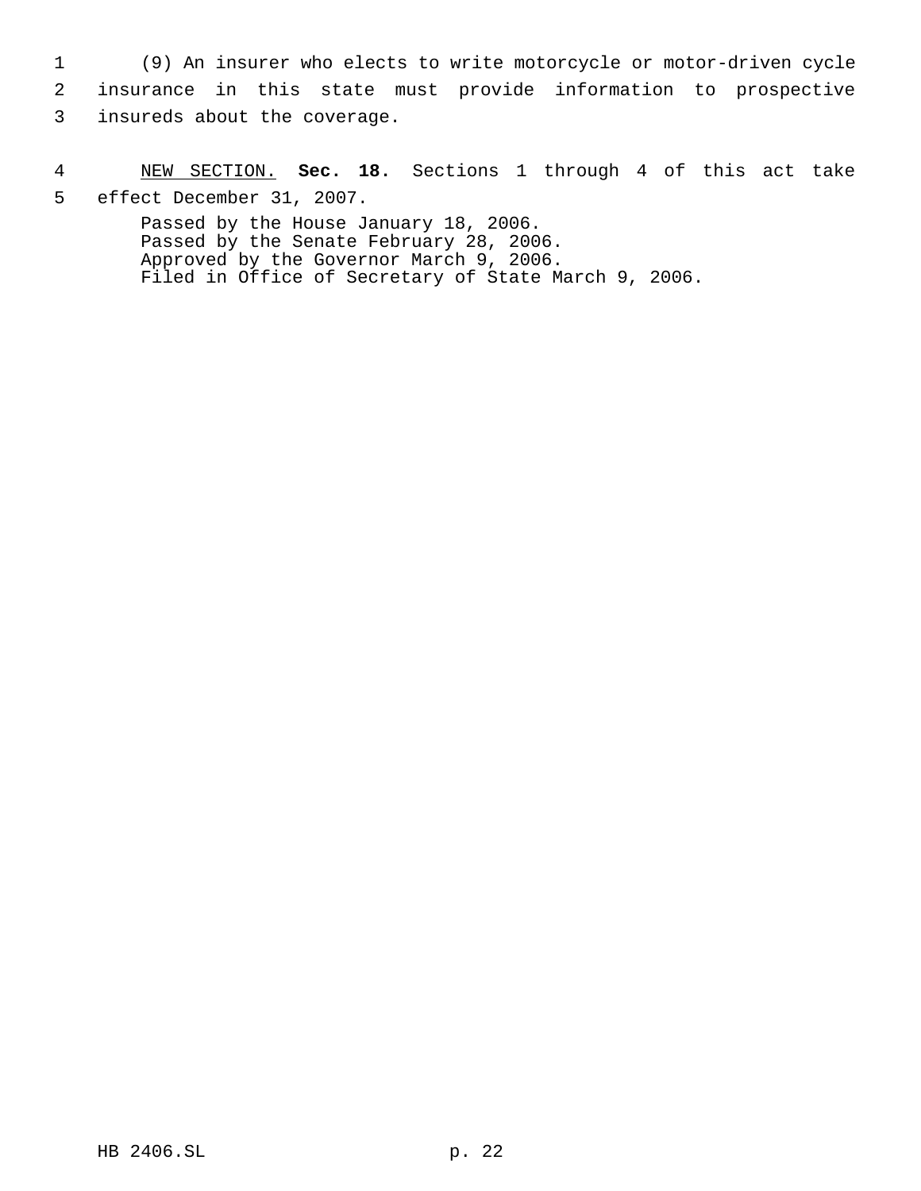(9) An insurer who elects to write motorcycle or motor-driven cycle insurance in this state must provide information to prospective insureds about the coverage.

NEW SECTION. **Sec. 18.** Sections 1 through 4 of this act take effect December 31, 2007.

Passed by the House January 18, 2006.
Passed by the Senate February 28, 2006.
Approved by the Governor March 9, 2006.
Filed in Office of Secretary of State March 9, 2006.